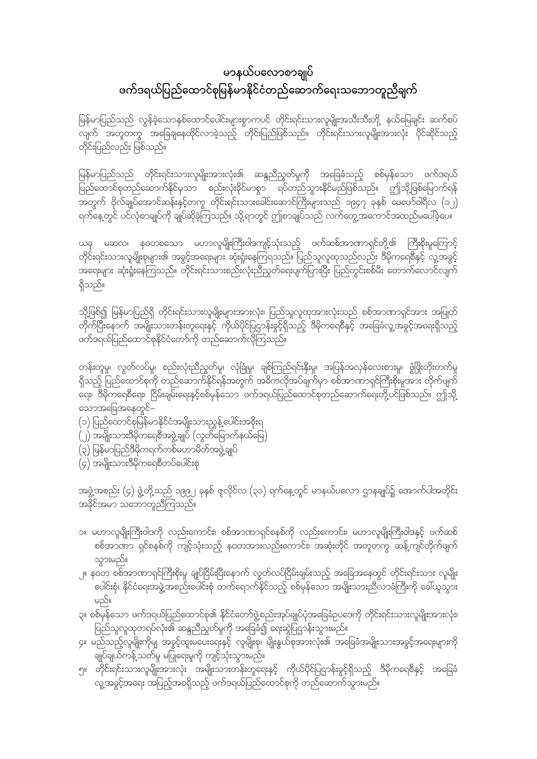# မာနယ်ပလောစာချုပ်
# ဖက်ဒရယ်ပြည်ထောင်စုမြန်မာနိုင်ငံတည်ဆောက်ရေးသဘောတူညီချက်

မြန်မာပြည်သည် လွန်ခဲ့သောနှစ်ထောင်ပေါင်းများစွာကပင် တိုင်းရင်းသားလူမျိုးအသီးသီးတို့ နယ်မြေချင်း ဆက်စပ်လျက် အတူတကွ အခြေချနေထိုင်လာခဲ့သည့် တိုင်းပြည်ဖြစ်သည်။ တိုင်းရင်းသားလူမျိုးအားလုံး ပိုင်ဆိုင်သည့် တိုင်းပြည်လည်း ဖြစ်သည်။

မြန်မာပြည်သည် တိုင်းရင်းသားလူမျိုးအားလုံး၏ ဆန္ဒညီညွတ်မှုကို အခြေခံသည့် စစ်မှန်သော ဖက်ဒရယ်ပြည်ထောင်စုတည်ဆောက်နိုင်မှသာ စည်းလုံးခိုင်မာစွာ ရပ်တည်သွားနိုင်မည်ဖြစ်သည်။ ဤသို့ဖြစ်မြောက်ရန်အတွက် ဗိုလ်ချုပ်အောင်ဆန်းနှင့်တကွ တိုင်းရင်းသားခေါင်းဆောင်ကြီးများသည် ၁၉၄၇ ခုနှစ် ဖေဖော်ဝါရီလ (၁၂) ရက်နေ့တွင် ပင်လုံစာချုပ်ကို ချုပ်ဆိုခဲ့ကြသည်။ သို့ရာတွင် ဤစာချုပ်သည် လက်တွေ့အကောင်အထည်မပေါ်ခဲ့ပေ။

ယခု မဆလ၊ နဝတစသော မဟာလူမျိုးကြီးဝါဒကျင့်သုံးသည့် ဖက်ဆစ်အာဏာရှင်တို့၏ ကြီးစိုးမှုကြောင့် တိုင်းရင်းသားလူမျိုးစုများ၏ အခွင့်အရေးများ ဆုံးရှုံးနေကြရသည်။ ပြည်သူလူထုသည်လည်း ဒီမိုကရေစီနှင့် လူ့အခွင့်အရေးများ ဆုံးရှုံးနေကြသည်။ တိုင်းရင်းသားစည်းလုံးညီညွတ်ရေးပျက်ပြားပြီး ပြည်တွင်းစစ်မီး တောက်လောင်လျက်ရှိသည်။

သို့ဖြစ်၍ မြန်မာပြည်ရှိ တိုင်းရင်းသားလူမျိုးများအားလုံး၊ ပြည်သူလူထုအားလုံးသည် စစ်အာဏာရှင်အား အပြုတ်တိုက်ပြီးနောက် အမျိုးသားတန်းတူရေးနှင့် ကိုယ်ပိုင်ပြဋ္ဌာန်းခွင့်ရှိသည့် ဒီမိုကရေစီနှင့် အခြေခံလူ့အခွင့်အရေးရှိသည့် ဖက်ဒရယ်ပြည်ထောင်စုနိုင်ငံတော်ကို တည်ဆောက်လိုကြသည်။

တန်းတူမှု၊ လွတ်လပ်မှု၊ စည်းလုံးညီညွတ်မှု၊ လုံခြုံမှု၊ ချစ်ကြည်ရင်းနှီးမှု၊ အပြန်အလှန်လေးစားမှု၊ ဖွံ့ဖြိုးတိုးတက်မှု ရှိသည့် ပြည်ထောင်စုကို တည်ဆောက်နိုင်ရန်အတွက် အဓိကလိုအပ်ချက်မှာ စစ်အာဏာရှင်ကြီးစိုးမှုအား တိုက်ဖျက်ရေး၊ ဒီမိုကရေစီရေး၊ ငြိမ်းချမ်းရေးနှင့်စစ်မှန်သော ဖက်ဒရယ်ပြည်ထောင်စုတည်ဆောက်ရေးတို့ပင်ဖြစ်သည်။ ဤသို့သောအခြေအနေတွင်–

(၁) ပြည်ထောင်စုမြန်မာနိုင်ငံအမျိုးသားညွန့်ပေါင်းအစိုးရ
(၂) အမျိုးသားဒီမိုကရေစီအဖွဲ့ချုပ် (လွတ်မြောက်နယ်မြေ)
(၃) မြန်မာပြည်ဒီမိုကရက်တစ်မဟာမိတ်အဖွဲ့ချုပ်
(၄) အမျိုးသားဒီမိုကရေစီတပ်ပေါင်းစု

အဖွဲ့အစည်း (၄) ဖွဲ့တို့သည် ၁၉၉၂ ခုနှစ် ဇူလိုင်လ (၃၁) ရက်နေ့တွင် မာနယ်ပလော ဌာနချုပ်၌ အောက်ပါအတိုင်း အခိုင်အမာ သဘောတူညီကြသည်။

၁။ မဟာလူမျိုးကြီးဝါဒကို လည်းကောင်း၊ စစ်အာဏာရှင်စနစ်ကို လည်းကောင်း၊ မဟာလူမျိုးကြီးဝါဒနှင့် ဖက်ဆစ်စစ်အာဏာ ရှင်စနစ်ကို ကျင့်သုံးသည့် နဝတအားလည်းကောင်း၊ အဆုံးတိုင် အတူတကွ ဆန့်ကျင်တိုက်ဖျက်သွားမည်။

၂။ နဝတ စစ်အာဏာရှင်ကြီးစိုးမှု ချုပ်ငြိမ်းပြီးနောက် လွတ်လပ်ငြိမ်းချမ်းသည့် အခြေအနေတွင် တိုင်းရင်းသား လူမျိုးပေါင်းစုံ၊ နိုင်ငံရေးအဖွဲ့အစည်းပေါင်းစုံ တက်ရောက်နိုင်သည့် စစ်မှန်သော အမျိုးသားညီလာခံကြီးကို ခေါ်ယူသွားမည်။

၃။ စစ်မှန်သော ဖက်ဒရယ်ပြည်ထောင်စု၏ နိုင်ငံတော်ဖွဲ့စည်းအုပ်ချုပ်ပုံအခြေခံဥပဒေကို တိုင်းရင်းသားလူမျိုးအားလုံး၊ ပြည်သူလူထုတရပ်လုံး၏ ဆန္ဒညီညွတ်မှုကို အခြေခံ၍ ရေးဆွဲပြဋ္ဌာန်းသွားမည်။

၄။ မည်သည့်လူမျိုးကိုမျှ အခွင့်ထူးမပေးရေးနှင့် လူမျိုးစု၊ မျိုးနွယ်စုအားလုံး၏ အခြေခံအမျိုးသားအခွင့်အရေးများကို ချုပ်ချယ်ကန့်သတ်မှု မပြုရေးမူကို ကျင့်သုံးသွားမည်။

၅။ တိုင်းရင်းသားလူမျိုးအားလုံး အမျိုးသားတန်းတူရေးနှင့် ကိုယ်ပိုင်ပြဋ္ဌာန်းခွင့်ရှိသည့် ဒီမိုကရေစီနှင့် အခြေခံလူ့အခွင့်အရေး အပြည့်အဝရှိသည့် ဖက်ဒရယ်ပြည်ထောင်စုကို တည်ဆောက်သွားမည်။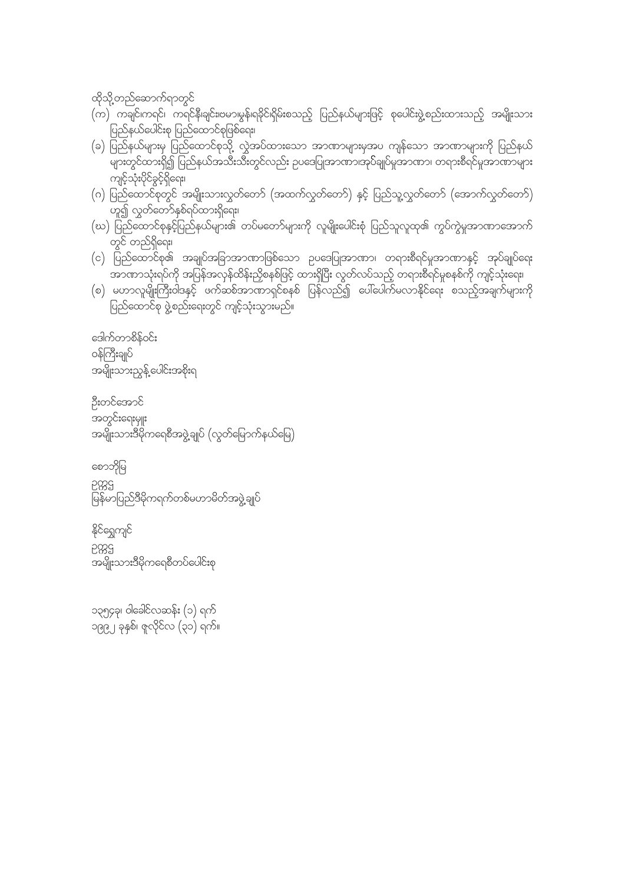ထိုသို့တည်ဆောက်ရာတွင်

(က) ကချင်၊ကရင်၊ ကရင်နီ၊ချင်း၊ဗမာ၊မွန်၊ရခိုင်၊ရှမ်းစသည့် ပြည်နယ်များဖြင့် စုပေါင်းဖွဲ့စည်းထားသည့် အမျိုးသားပြည်နယ်ပေါင်းစု ပြည်ထောင်စုဖြစ်ရေး၊

(ခ) ပြည်နယ်များမှ ပြည်ထောင်စုသို့ လွှဲအပ်ထားသော အာဏာများမှအပ ကျန်သော အာဏာများကို ပြည်နယ်များတွင်ထားရှိ၍ ပြည်နယ်အသီးသီးတွင်လည်း ဥပဒေပြုအာဏာ၊အုပ်ချုပ်မှုအာဏာ၊ တရားစီရင်မှုအာဏာများ ကျင့်သုံးပိုင်ခွင့်ရှိရေး၊

(ဂ) ပြည်ထောင်စုတွင် အမျိုးသားလွှတ်တော် (အထက်လွှတ်တော်) နှင့် ပြည်သူ့လွှတ်တော် (အောက်လွှတ်တော်) ဟူ၍ လွှတ်တော်နှစ်ရပ်ထားရှိရေး၊

(ဃ) ပြည်ထောင်စုနှင့်ပြည်နယ်များ၏ တပ်မတော်များကို လူမျိုးပေါင်းစုံ ပြည်သူလူထု၏ ကွပ်ကဲမှုအာဏာအောက်တွင် တည်ရှိရေး၊

(င) ပြည်ထောင်စု၏ အချုပ်အခြာအာဏာဖြစ်သော ဥပဒေပြုအာဏာ၊ တရားစီရင်မှုအာဏာနှင့် အုပ်ချုပ်ရေးအာဏာသုံးရပ်ကို အပြန်အလှန်ထိန်းညှိစနစ်ဖြင့် ထားရှိပြီး လွတ်လပ်သည့် တရားစီရင်မှုစနစ်ကို ကျင့်သုံးရေး၊

(စ) မဟာလူမျိုးကြီးဝါဒနှင့် ဖက်ဆစ်အာဏာရှင်စနစ် ပြန်လည်၍ ပေါ်ပေါက်မလာနိုင်ရေး စသည့်အချက်များကို ပြည်ထောင်စု ဖွဲ့စည်းရေးတွင် ကျင့်သုံးသွားမည်။

ဒေါက်တာစိန်ဝင်း
ဝန်ကြီးချုပ်
အမျိုးသားညွန့်ပေါင်းအစိုးရ

ဦးတင်အောင်
အတွင်းရေးမှူး
အမျိုးသားဒီမိုကရေစီအဖွဲ့ချုပ် (လွတ်မြောက်နယ်မြေ)

စောဘိုမြ
ဥက္ကဋ္ဌ
မြန်မာပြည်ဒီမိုကရက်တစ်မဟာမိတ်အဖွဲ့ချုပ်

နိုင်ရွှေကျင်
ဥက္ကဋ္ဌ
အမျိုးသားဒီမိုကရေစီတပ်ပေါင်းစု

၁၃၅၄ခု၊ ဝါခေါင်လဆန်း (၁) ရက်
၁၉၉၂ ခုနှစ်၊ ဇူလိုင်လ (၃၁) ရက်။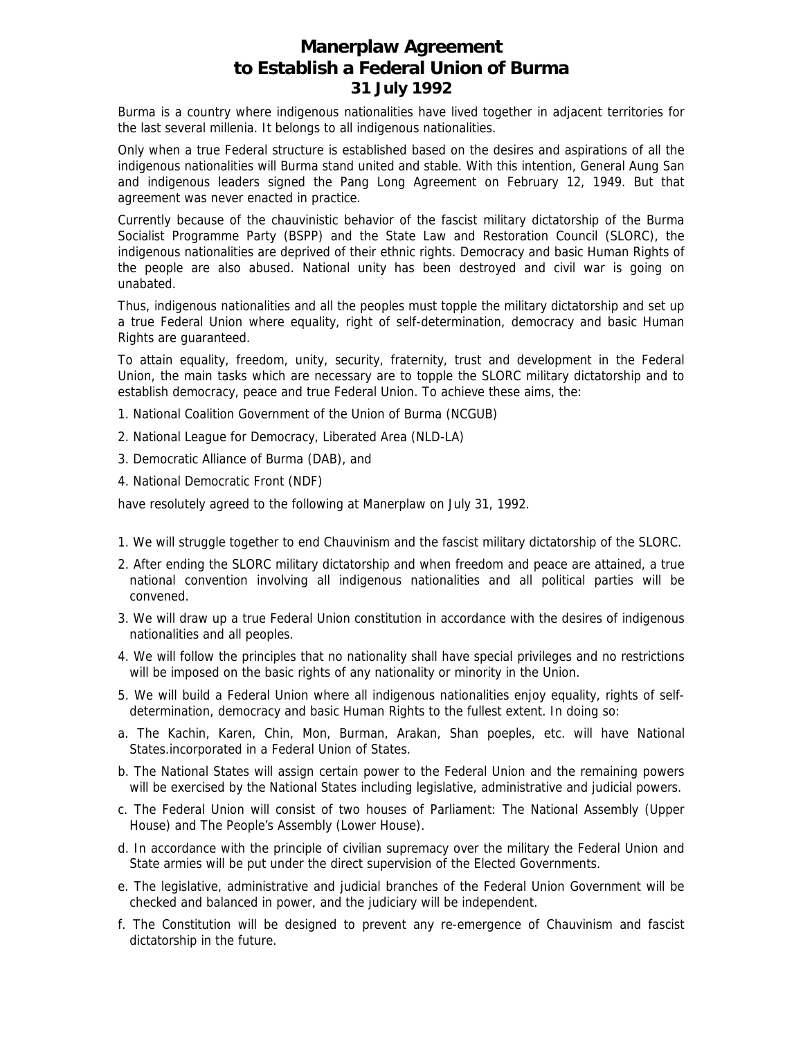# Manerplaw Agreement to Establish a Federal Union of Burma 31 July 1992

Burma is a country where indigenous nationalities have lived together in adjacent territories for the last several millenia. It belongs to all indigenous nationalities.

Only when a true Federal structure is established based on the desires and aspirations of all the indigenous nationalities will Burma stand united and stable. With this intention, General Aung San and indigenous leaders signed the Pang Long Agreement on February 12, 1949. But that agreement was never enacted in practice.

Currently because of the chauvinistic behavior of the fascist military dictatorship of the Burma Socialist Programme Party (BSPP) and the State Law and Restoration Council (SLORC), the indigenous nationalities are deprived of their ethnic rights. Democracy and basic Human Rights of the people are also abused. National unity has been destroyed and civil war is going on unabated.

Thus, indigenous nationalities and all the peoples must topple the military dictatorship and set up a true Federal Union where equality, right of self-determination, democracy and basic Human Rights are guaranteed.

To attain equality, freedom, unity, security, fraternity, trust and development in the Federal Union, the main tasks which are necessary are to topple the SLORC military dictatorship and to establish democracy, peace and true Federal Union. To achieve these aims, the:

1. National Coalition Government of the Union of Burma (NCGUB)
2. National League for Democracy, Liberated Area (NLD-LA)
3. Democratic Alliance of Burma (DAB), and
4. National Democratic Front (NDF)

have resolutely agreed to the following at Manerplaw on July 31, 1992.

1. We will struggle together to end Chauvinism and the fascist military dictatorship of the SLORC.
2. After ending the SLORC military dictatorship and when freedom and peace are attained, a true national convention involving all indigenous nationalities and all political parties will be convened.
3. We will draw up a true Federal Union constitution in accordance with the desires of indigenous nationalities and all peoples.
4. We will follow the principles that no nationality shall have special privileges and no restrictions will be imposed on the basic rights of any nationality or minority in the Union.
5. We will build a Federal Union where all indigenous nationalities enjoy equality, rights of self-determination, democracy and basic Human Rights to the fullest extent. In doing so:

a. The Kachin, Karen, Chin, Mon, Burman, Arakan, Shan poeples, etc. will have National States.incorporated in a Federal Union of States.

b. The National States will assign certain power to the Federal Union and the remaining powers will be exercised by the National States including legislative, administrative and judicial powers.

c. The Federal Union will consist of two houses of Parliament: The National Assembly (Upper House) and The People's Assembly (Lower House).

d. In accordance with the principle of civilian supremacy over the military the Federal Union and State armies will be put under the direct supervision of the Elected Governments.

e. The legislative, administrative and judicial branches of the Federal Union Government will be checked and balanced in power, and the judiciary will be independent.

f. The Constitution will be designed to prevent any re-emergence of Chauvinism and fascist dictatorship in the future.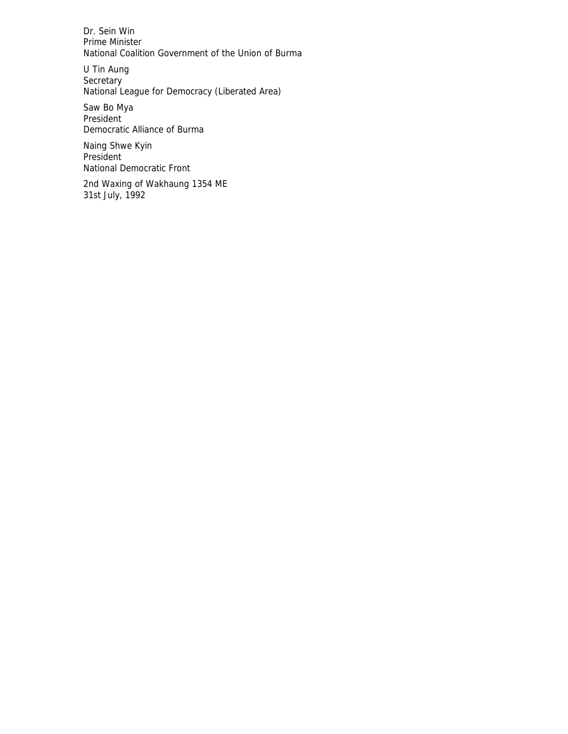Dr. Sein Win
Prime Minister
National Coalition Government of the Union of Burma

U Tin Aung
Secretary
National League for Democracy (Liberated Area)

Saw Bo Mya
President
Democratic Alliance of Burma

Naing Shwe Kyin
President
National Democratic Front

2nd Waxing of Wakhaung 1354 ME
31st July, 1992